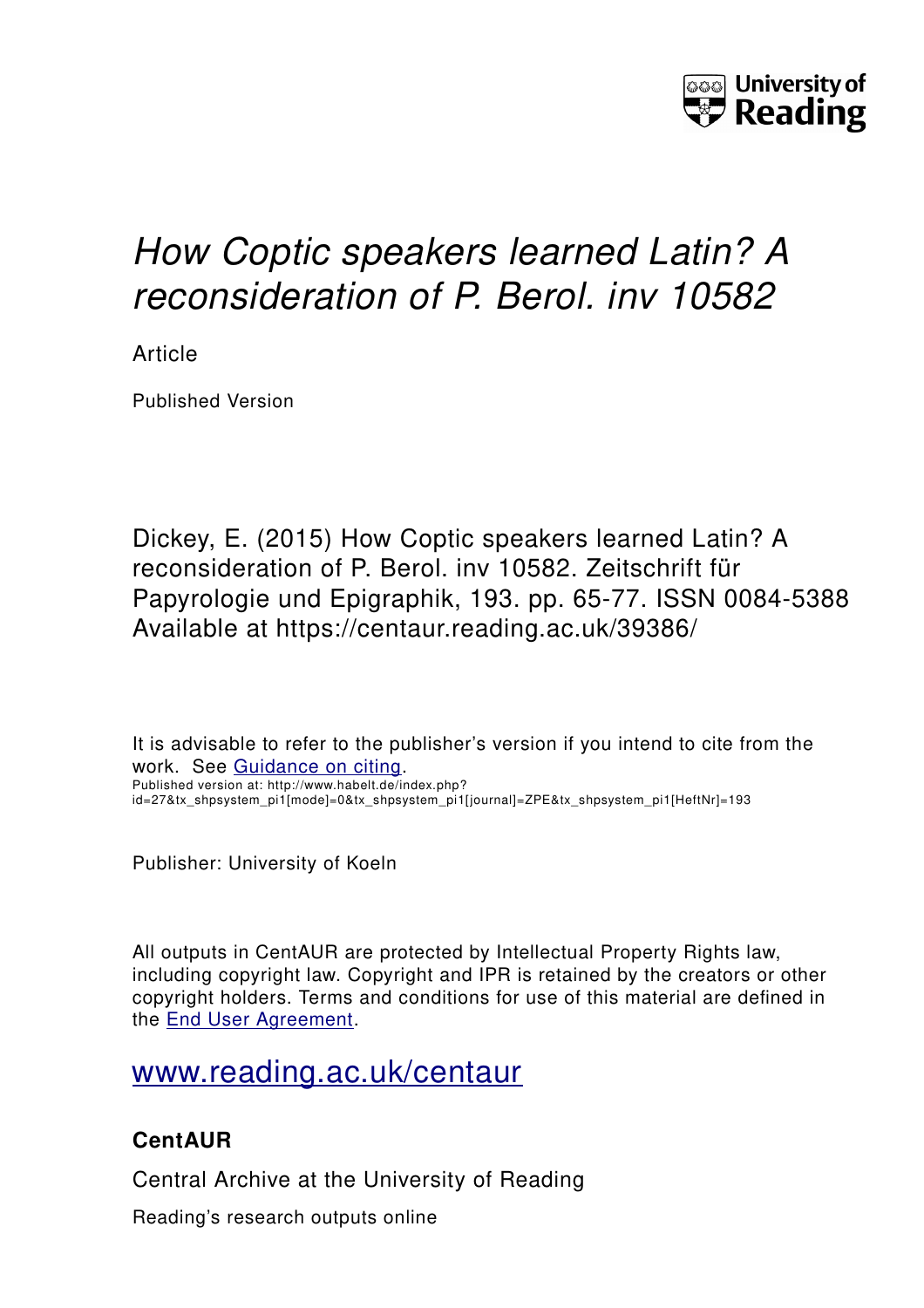University of Reading

# *How Coptic speakers learned Latin? A reconsideration of P. Berol. inv 10582*

Article

Published Version

Dickey, E. (2015) How Coptic speakers learned Latin? A reconsideration of P. Berol. inv 10582. Zeitschrift für Papyrologie und Epigraphik, 193. pp. 65-77. ISSN 0084-5388 Available at https://centaur.reading.ac.uk/39386/

It is advisable to refer to the publisher's version if you intend to cite from the work. See [Guidance on citing](#).
Published version at: http://www.habelt.de/index.php?id=27&tx_shpsystem_pi1[mode]=0&tx_shpsystem_pi1[journal]=ZPE&tx_shpsystem_pi1[HeftNr]=193

Publisher: University of Koeln

All outputs in CentAUR are protected by Intellectual Property Rights law, including copyright law. Copyright and IPR is retained by the creators or other copyright holders. Terms and conditions for use of this material are defined in the [End User Agreement](#).

[www.reading.ac.uk/centaur](http://www.reading.ac.uk/centaur)

**CentAUR**

Central Archive at the University of Reading

Reading's research outputs online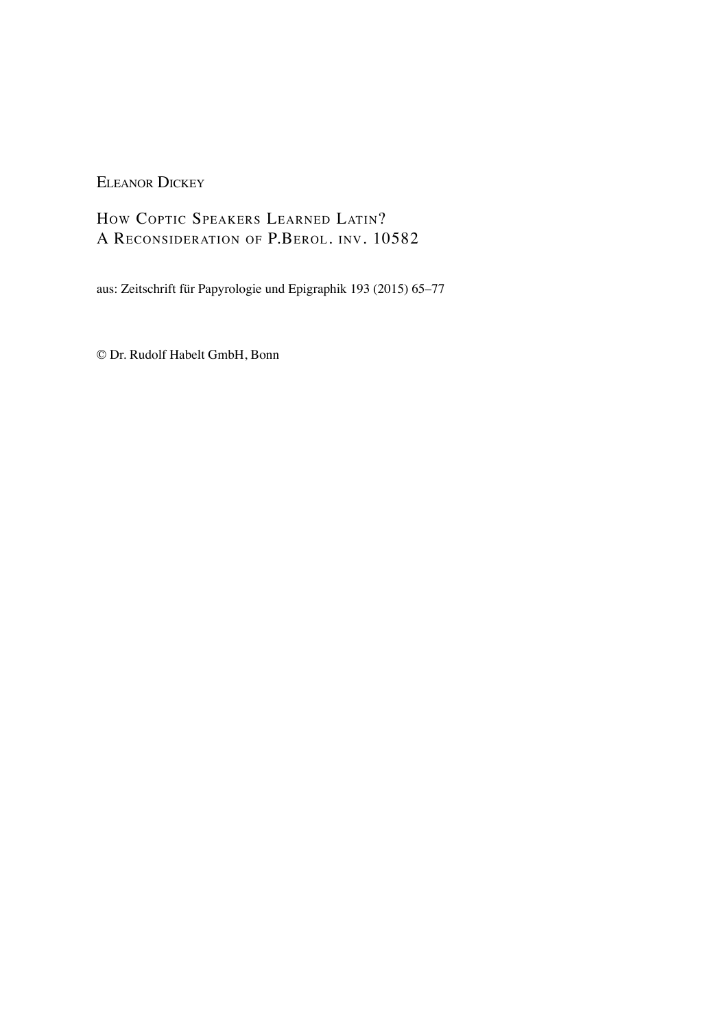Eleanor Dickey

# How Coptic Speakers Learned Latin? A Reconsideration of P.Berol. inv. 10582

aus: Zeitschrift für Papyrologie und Epigraphik 193 (2015) 65–77

© Dr. Rudolf Habelt GmbH, Bonn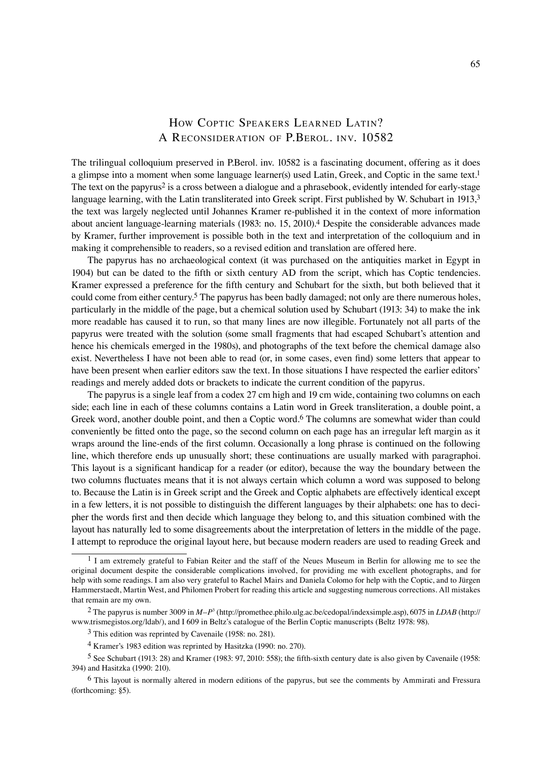# How Coptic Speakers Learned Latin? A Reconsideration of P.Berol. inv. 10582

The trilingual colloquium preserved in P.Berol. inv. 10582 is a fascinating document, offering as it does a glimpse into a moment when some language learner(s) used Latin, Greek, and Coptic in the same text.[1] The text on the papyrus[2] is a cross between a dialogue and a phrasebook, evidently intended for early-stage language learning, with the Latin transliterated into Greek script. First published by W. Schubart in 1913,[3] the text was largely neglected until Johannes Kramer re-published it in the context of more information about ancient language-learning materials (1983: no. 15, 2010).[4] Despite the considerable advances made by Kramer, further improvement is possible both in the text and interpretation of the colloquium and in making it comprehensible to readers, so a revised edition and translation are offered here.

The papyrus has no archaeological context (it was purchased on the antiquities market in Egypt in 1904) but can be dated to the fifth or sixth century AD from the script, which has Coptic tendencies. Kramer expressed a preference for the fifth century and Schubart for the sixth, but both believed that it could come from either century.[5] The papyrus has been badly damaged; not only are there numerous holes, particularly in the middle of the page, but a chemical solution used by Schubart (1913: 34) to make the ink more readable has caused it to run, so that many lines are now illegible. Fortunately not all parts of the papyrus were treated with the solution (some small fragments that had escaped Schubart's attention and hence his chemicals emerged in the 1980s), and photographs of the text before the chemical damage also exist. Nevertheless I have not been able to read (or, in some cases, even find) some letters that appear to have been present when earlier editors saw the text. In those situations I have respected the earlier editors' readings and merely added dots or brackets to indicate the current condition of the papyrus.

The papyrus is a single leaf from a codex 27 cm high and 19 cm wide, containing two columns on each side; each line in each of these columns contains a Latin word in Greek transliteration, a double point, a Greek word, another double point, and then a Coptic word.[6] The columns are somewhat wider than could conveniently be fitted onto the page, so the second column on each page has an irregular left margin as it wraps around the line-ends of the first column. Occasionally a long phrase is continued on the following line, which therefore ends up unusually short; these continuations are usually marked with paragraphoi. This layout is a significant handicap for a reader (or editor), because the way the boundary between the two columns fluctuates means that it is not always certain which column a word was supposed to belong to. Because the Latin is in Greek script and the Greek and Coptic alphabets are effectively identical except in a few letters, it is not possible to distinguish the different languages by their alphabets: one has to decipher the words first and then decide which language they belong to, and this situation combined with the layout has naturally led to some disagreements about the interpretation of letters in the middle of the page. I attempt to reproduce the original layout here, but because modern readers are used to reading Greek and

---

[1] I am extremely grateful to Fabian Reiter and the staff of the Neues Museum in Berlin for allowing me to see the original document despite the considerable complications involved, for providing me with excellent photographs, and for help with some readings. I am also very grateful to Rachel Mairs and Daniela Colomo for help with the Coptic, and to Jürgen Hammerstaedt, Martin West, and Philomen Probert for reading this article and suggesting numerous corrections. All mistakes that remain are my own.

[2] The papyrus is number 3009 in *M–P*³ (http://promethee.philo.ulg.ac.be/cedopal/indexsimple.asp), 6075 in *LDAB* (http://www.trismegistos.org/ldab/), and I 609 in Beltz's catalogue of the Berlin Coptic manuscripts (Beltz 1978: 98).

[3] This edition was reprinted by Cavenaile (1958: no. 281).

[4] Kramer's 1983 edition was reprinted by Hasitzka (1990: no. 270).

[5] See Schubart (1913: 28) and Kramer (1983: 97, 2010: 558); the fifth-sixth century date is also given by Cavenaile (1958: 394) and Hasitzka (1990: 210).

[6] This layout is normally altered in modern editions of the papyrus, but see the comments by Ammirati and Fressura (forthcoming: §5).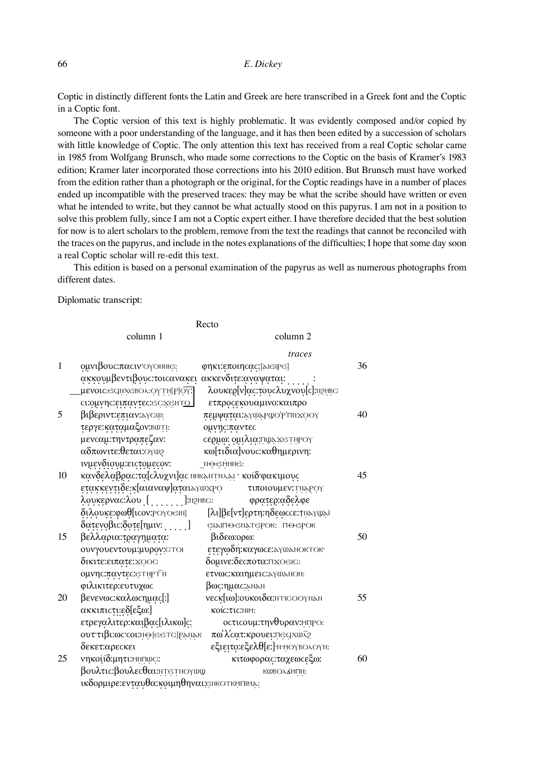Coptic in distinctly different fonts the Latin and Greek are here transcribed in a Greek font and the Coptic in a Coptic font.

The Coptic version of this text is highly problematic. It was evidently composed and/or copied by someone with a poor understanding of the language, and it has then been edited by a succession of scholars with little knowledge of Coptic. The only attention this text has received from a real Coptic scholar came in 1985 from Wolfgang Brunsch, who made some corrections to the Coptic on the basis of Kramer's 1983 edition; Kramer later incorporated those corrections into his 2010 edition. But Brunsch must have worked from the edition rather than a photograph or the original, for the Coptic readings have in a number of places ended up incompatible with the preserved traces: they may be what the scribe should have written or even what he intended to write, but they cannot be what actually stood on this papyrus. I am not in a position to solve this problem fully, since I am not a Coptic expert either. I have therefore decided that the best solution for now is to alert scholars to the problem, remove from the text the readings that cannot be reconciled with the traces on the papyrus, and include in the notes explanations of the difficulties; I hope that some day soon a real Coptic scholar will re-edit this text.

This edition is based on a personal examination of the papyrus as well as numerous photographs from different dates.

Diplomatic transcript:

Recto

| | column 1 | column 2 | |
|---|---|---|---|
| | | *traces* | |
| 1 | ọṃνιβους:πασιν·ⲟⲩⲟⲛⲛⲓⲉ̣: | φηκι:εποιηϲα̣ϲ̣:[ⲁⲓⲉⲓⲣⲉ] | 36 |
| | α̣κ̣κ̣ο̣υμβεντιβο̣υϲ:τοιϲανακει | ακκενδιτε:α̣ναψαται: . . . . . : | |
| | μενοιϲ:ⲉϥⲛ̣ⲭⲉⲃⲟⲗ:ⲟⲩⲧⲏ̣[ⲣ]ⲟ̄ⲩ̄: | λουκερ[ν]α̣ϲ:τουϲλυχνου̣[ϲ]:ⲛ̣ϩⲏⲃⲥ | |
| | ϲι:ομ̣ν̣ηϲ:ε̣ιπ̣α̣ν̣τ̣εϲ:ⲉϲⲭ̣ⲉⲛⲧ̣ⲟ̣ | ετπροϲ̣ε̣κουαμινο:καιπρο | |
| 5 | βιβεριντ:ε̣π̣ι̣αν:ⲁⲩⲥⲱ̣: | π̣ε̣μ̣ψ̣α̣ται:ⲁⲩⲱ̣ⲁ̣ⲣⲱⲟ̓ⲣ̓ⲡ̄ⲛⲭⲟ̣ⲟⲩ | 40 |
| | τ̣εργε:κ̣α̣τ̣αμαξον:ⲃⲱⲧ̣ⲓ̣: | ομ̣ν̣ηϲ:π̣αντεϲ | |
| | μενϲαμ:τηντραπεζαν: | ϲερμ̣ω̣: ο̣μ̣ιλ̣ι̣α̣:ⲡ̣ϣ̣ⲁ̣ⲭⲉⲧ̣ⲏⲣⲟⲩ | |
| | αδπωνιτε:θεται:ⲟⲩⲱ̣ϩ̣ | κω[τιδια]νουϲ:καθημερινη: | |
| | ιν̣μ̣εν̣δ̣ιο̣υμ̣:ειϲ̣τ̣ομ̣εϲον: | \_ⲛⲑⲉⲙ̇ⲏⲛⲉ: | |
| 10 | κ̣α̣ν̣δ̣ε̣λ̣αβρα̣ϲ:τα̣[ϲλυχνι]α̣ϲ ⲛⲏⲕ̣ⲁⲛⲧⲏⲗ̣ⲁ̣ⲓ · κοiδ·φακιμου̣ϲ̣ | | 45 |
| | ε̣τ̣α̣κ̣κ̣ε̣ν̣τ̣ι̣δ̣ε:κ̣[αιαναψ]α̣ται:ⲁⲩⲱⲭ̣ⲣ̣ⲟ̣ | τιποιουμεν:ⲧ̣ⲛ̣ⲁ̣ⲣⲟⲩ | |
| | λ̣ο̣υ̣κ̣ε̣ρ̣ναϲ:λου̣ . [ . . . . . . . ]:ⲛ̣ϩⲏⲃⲥ: | φρ̣α̣τ̣ερ:α̣δ̣ε̣λ̣φε | |
| | δ̣ι̣λ̣ο̣υκε̣:φωθ̣[ιϲον:ⲣⲟⲩⲟⲉⲓⲛ] | [λι]βε[ντ]ερτη:ηδεω̣ϲϲε:ϯⲛ̣ⲁ̣ⲩⲱ̣ⲁ̣ï | |
| | δ̣α̣τ̣ε̣ν̣οβιϲ:δ̣ο̣τ̣ε̣[ημιν: . . . . ] | ⲉ̣ⲓⲁⲓⲡⲑⲉⲉⲓⲁ̣ⲧ̣ⲉⲣⲟⲕ: ⲡⲑⲉⲣⲟⲕ | |
| 15 | βελλαρια:τ̣ραγημ̣ατα: | βιδεω:ορω: | 50 |
| | ουνγουεντουμ:μυρο̣ν̣:ⲥ̣ⲧⲟⲓ | ε̣τ̣εγωδη:καγωϲε:ⲁⲩⲱⲁⲛⲟⲕⲧⲟⲕ· | |
| | δικιτε:ειπ̣α̣τε:ⲭ̣ⲟ̣ⲟⲥ | δο̣μ̣ινε:δεϲποτα:ⲡⲭⲟⲉⲓⲥ: | |
| | ομ̣νηϲ:π̣α̣ν̣τ̣εϲ:ⲉ̣ⲧ̣ⲏ̣ⲣ̣ⲧ̄ⲛ̄ | ετνωϲ:καιημειϲ:ⲁⲩⲱⲁⲛⲟⲛ: | |
| | φιλικιτερ:ευτυχωϲ | βωϲ:ημαϲ:ⲁ̣ⲛⲁⲛ | |
| 20 | βενενωϲ:καλωϲημα̣ϲ̣[:] | νεϲκ̣[ιω]:ουκοιδα:ⲛⲧⲓⲥⲟⲟⲩⲛ̣ⲁⲛ | 55 |
| | ακκιπιϲτ̣ι̣:εδ̣[εξω:] | κοiϲ:τιϲ:ⲛⲓⲙ: | |
| | ετρεγ̣αλιτερ:καιβ̣α̣ϲ̣[ιλικω]ϲ̣: | οϲτιϲουμ:τηνθυραν:ⲙⲡ̄ⲣⲟ: | |
| | ουτ·τιβι:ωϲ·ϲοι:ⲛ̣ⲑ̣[ⲉⲉⲧⲥ]ⲣ̣ⲁ̣ⲛ̣ⲁ̣ⲕ | πὠλ̓ϲατ:κρουει:ⲡ̣ⲉ̣ϥ̣ⲭⲱ̄ϩ̄ | |
| | δεκετ:αρεϲκει | εξιειτο:εξελθ[ε:]·ⲛ·ⲙ̣ⲟⲩⲃⲟⲗⲟⲩⲛ: | |
| 25 | νηκοïδ:μητι:ⲙⲏⲡⲱ̣ⲥ̣: | κιτωφορα̣ϲ:ταχεωϲε̣ξω: | 60 |
| | βουλτιϲ:βουλεϲθαι:ⲛ̣ⲧ̣ⲉ̣ⲧⲛⲟⲩⲱϣ | ⲕⲱⲃⲟⲗϭⲏⲡ̄ⲏ̣: | |
| | ικδορμιρε:ενταυθα:κ̣ο̣ιμηθηναι:ⲉ̣ⲛⲕⲟⲧⲕ̣ⲙ̄ⲡⲓⲙⲁ̣: | | |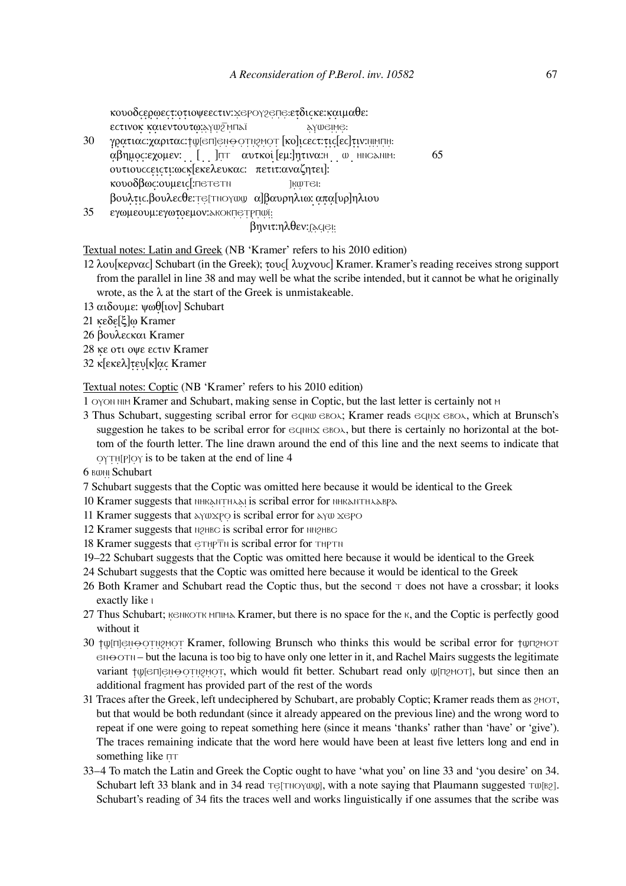κουοδcερωεcτ:οτιοψεεcτιν:ⲭⲉⲣⲟⲩϩⲉⲡⲉ:ετδιcκε:καιμαθε:
εcτινοκ καιεντουτω:ⲁⲩⲱϩ̄ⲙⲡⲁⲓ ⲁⲩⲱⲉⲓⲙⲉ:

30 γρατιαc:χαριταc:ϯϣ[ⲉⲡ]ⲉⲛ̣ⲑⲟⲧⲛ̣ϩⲙⲟⲧ [κο]ιcεcτ:τιc[εc]τιν:ⲛⲓⲙⲡⲏ:
αβημοc:εχομεν: . . [ . . ]ⲡⲧ αυτκοι [εμ:]ητινα:ⲏ . . ⲱ . ⲏⲛⲥⲁⲛⲓⲙ: 65
ουτιουccειcτι:ωcκ[εκελευκαc: πετιτ:αναζητει]:
κουοδβωc:ουμειc[:ⲡⲉⲧⲉⲧⲛ ]ⲕⲱⲧⲉⲓ:
βουλτιc.βουλεcθε:ⲧⲉ[ⲧⲛⲟⲩⲱϣ α]βαυρηλιω: απα[υρ]ηλιου

35 εγωμεουμ:εγωτοεμον:ⲁⲕⲟⲕⲡⲉⲧⲣⲡⲱⲓ:
βηνιτ:ηλθεν:ϥⲁϥⲉⲓ:

Textual notes: Latin and Greek (NB 'Kramer' refers to his 2010 edition)

12 λου[κερναc] Schubart (in the Greek); τουc[ λυχνουc] Kramer. Kramer's reading receives strong support from the parallel in line 38 and may well be what the scribe intended, but it cannot be what he originally wrote, as the λ at the start of the Greek is unmistakeable.

13 αιδουμε: ψωθ[ιον] Schubart

21 κεδε[ξ]ω Kramer

26 βουλεcκαι Kramer

28 κε οτι οψε εcτιν Kramer

32 κ[εκελ]τευ[κ]αc Kramer

Textual notes: Coptic (NB 'Kramer' refers to his 2010 edition)

1 ⲟⲩⲟⲛ ⲛⲓⲙ Kramer and Schubart, making sense in Coptic, but the last letter is certainly not ⲙ

3 Thus Schubart, suggesting scribal error for ⲉϥⲕⲱ ⲉⲃⲟⲗ; Kramer reads ⲉϥⲏⲭ ⲉⲃⲟⲗ, which at Brunsch's suggestion he takes to be scribal error for ⲉϥⲛⲏⲭ ⲉⲃⲟⲗ, but there is certainly no horizontal at the bottom of the fourth letter. The line drawn around the end of this line and the next seems to indicate that ⲟⲩⲧⲏ[ⲣ]ⲟⲩ is to be taken at the end of line 4

6 ⲃⲱⲏ Schubart

7 Schubart suggests that the Coptic was omitted here because it would be identical to the Greek

10 Kramer suggests that ⲛⲏⲕⲁⲛⲧⲏⲗⲁⲓ is scribal error for ⲛⲏⲕⲁⲛⲧⲏⲗⲁⲃⲣⲁ

11 Kramer suggests that ⲁⲩⲱⲭⲣⲟ is scribal error for ⲁⲩⲱ ⲭⲉⲣⲟ

12 Kramer suggests that ⲛϩⲏⲃⲥ is scribal error for ⲛⲛϩⲏⲃⲥ

18 Kramer suggests that ⲉⲧⲏⲣⲧ̄ⲛ is scribal error for ⲧⲏⲣⲧⲛ

19–22 Schubart suggests that the Coptic was omitted here because it would be identical to the Greek

24 Schubart suggests that the Coptic was omitted here because it would be identical to the Greek

26 Both Kramer and Schubart read the Coptic thus, but the second ⲧ does not have a crossbar; it looks exactly like ⲓ

27 Thus Schubart; ⲕⲉⲛⲕⲟⲧⲕ ⲙⲡⲓⲙⲁ Kramer, but there is no space for the ⲕ, and the Coptic is perfectly good without it

30 ϯϣ[ⲡ]ⲉⲛⲑⲟⲧⲛϩⲙⲟⲧ Kramer, following Brunsch who thinks this would be scribal error for ϯϣⲡϩⲙⲟⲧ ⲉⲛⲑⲟⲧⲛ – but the lacuna is too big to have only one letter in it, and Rachel Mairs suggests the legitimate variant ϯϣ[ⲉⲡ]ⲉⲛⲑⲟⲧⲛϩⲙⲟⲧ, which would fit better. Schubart read only ϣ[ⲡϩⲙⲟⲧ], but since then an additional fragment has provided part of the rest of the words

31 Traces after the Greek, left undeciphered by Schubart, are probably Coptic; Kramer reads them as ϩⲙⲟⲧ, but that would be both redundant (since it already appeared on the previous line) and the wrong word to repeat if one were going to repeat something here (since it means 'thanks' rather than 'have' or 'give'). The traces remaining indicate that the word here would have been at least five letters long and end in something like ⲡⲧ

33–4 To match the Latin and Greek the Coptic ought to have 'what you' on line 33 and 'you desire' on 34. Schubart left 33 blank and in 34 read ⲧⲉ[ⲧⲛⲟⲩⲱϣ], with a note saying that Plaumann suggested ⲧⲱ[ⲃϩ]. Schubart's reading of 34 fits the traces well and works linguistically if one assumes that the scribe was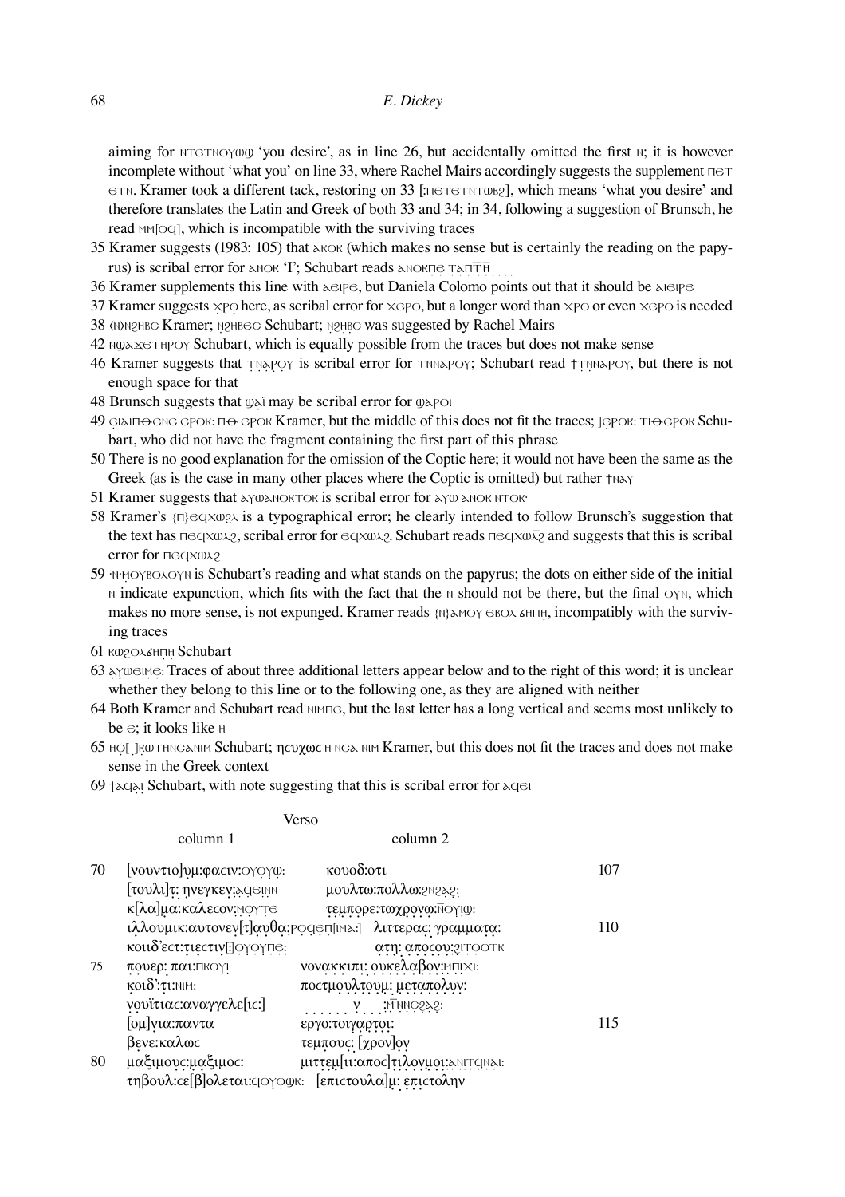aiming for ⲛⲧⲉⲧⲛⲟⲩⲱϣ 'you desire', as in line 26, but accidentally omitted the first ⲛ; it is however incomplete without 'what you' on line 33, where Rachel Mairs accordingly suggests the supplement ⲡⲉⲧ ⲉⲧⲛ. Kramer took a different tack, restoring on 33 [:ⲡⲉⲧⲉⲧⲛⲧⲱⲃϩ], which means 'what you desire' and therefore translates the Latin and Greek of both 33 and 34; in 34, following a suggestion of Brunsch, he read ⲙⲙ[ⲟϥ], which is incompatible with the surviving traces

35 Kramer suggests (1983: 105) that ⲁⲕⲟⲕ (which makes no sense but is certainly the reading on the papyrus) is scribal error for ⲁⲛⲟⲕ 'I'; Schubart reads ⲁⲛⲟⲕⲡⲉ ⲧⲁⲡⲧⲏ . . . .

36 Kramer supplements this line with ⲁⲉⲓⲣⲉ, but Daniela Colomo points out that it should be ⲁⲓⲉⲓⲣⲉ

37 Kramer suggests ⲭⲣⲟ here, as scribal error for ⲭⲉⲣⲟ, but a longer word than ⲭⲣⲟ or even ⲭⲉⲣⲟ is needed

38 ⟨ⲛ⟩ⲛϩⲏⲃⲥ Kramer; ⲛϩⲏⲃⲉⲥ Schubart; ⲛϩⲏⲃⲥ was suggested by Rachel Mairs

42 ⲛϣⲁϫⲉⲧⲏⲣⲟⲩ Schubart, which is equally possible from the traces but does not make sense

46 Kramer suggests that ⲧⲏⲁⲣⲟⲩ is scribal error for ⲧⲛⲛⲁⲣⲟⲩ; Schubart read †ⲧⲛⲛⲁⲣⲟⲩ, but there is not enough space for that

48 Brunsch suggests that ϣⲁⲓ may be scribal error for ϣⲁⲣⲟⲓ

49 ⲉⲓⲁⲓⲡⲑⲉⲛⲉ ⲉⲣⲟⲕ: ⲡⲑ ⲉⲣⲟⲕ Kramer, but the middle of this does not fit the traces; ]ⲉⲣⲟⲕ: ⲧⲓⲑⲉⲣⲟⲕ Schubart, who did not have the fragment containing the first part of this phrase

50 There is no good explanation for the omission of the Coptic here; it would not have been the same as the Greek (as is the case in many other places where the Coptic is omitted) but rather †ⲛⲁⲩ

51 Kramer suggests that ⲁⲩⲱⲁⲛⲟⲕⲧⲟⲕ is scribal error for ⲁⲩⲱ ⲁⲛⲟⲕ ⲛⲧⲟⲕ·

58 Kramer's {ⲡ}ⲉϥⲭⲱϩⲗ is a typographical error; he clearly intended to follow Brunsch's suggestion that the text has ⲡⲉϥⲭⲱⲗϩ, scribal error for ⲉϥⲭⲱⲗϩ. Schubart reads ⲡⲉϥⲭⲱⲗ̄ϩ and suggests that this is scribal error for ⲡⲉϥⲭⲱⲗϩ

59 ·ⲛ·ⲙⲟⲩⲃⲟⲗⲟⲩⲛ is Schubart's reading and what stands on the papyrus; the dots on either side of the initial ⲛ indicate expunction, which fits with the fact that the ⲛ should not be there, but the final ⲟⲩⲛ, which makes no more sense, is not expunged. Kramer reads {ⲛ}ⲁⲙⲟⲩ ⲉⲃⲟⲗ ϭⲏⲡⲏ, incompatibly with the surviving traces

61 ⲕⲱϩⲟⲗϭⲏⲡⲏ Schubart

63 ⲁⲩⲱⲉⲓⲙⲉ: Traces of about three additional letters appear below and to the right of this word; it is unclear whether they belong to this line or to the following one, as they are aligned with neither

64 Both Kramer and Schubart read ⲛⲓⲙⲡⲉ, but the last letter has a long vertical and seems most unlikely to be ⲉ; it looks like ⲏ

65 ⲏⲟ[ ]ⲕⲱⲧⲏⲛⲥⲁⲛⲓⲙ Schubart; ηϲυχωϲ ⲏ ⲛⲥⲁ ⲛⲓⲙ Kramer, but this does not fit the traces and does not make sense in the Greek context

69 †ⲁϥⲁⲓ Schubart, with note suggesting that this is scribal error for ⲁϥⲉⲓ

Verso

| | column 1 | column 2 | |
|---|---|---|---|
| 70 | [νουντιο]υμ:φαϲιν:ⲟⲩⲟⲩⲱ: | κουοδ:οτι | 107 |
| | [τουλι]τ: ηνεγκεν:ⲁϥⲉⲓⲛⲓ | μουλτω:πολλω:ϩⲛϩⲁϩ: | |
| | κ[λα]μα:καλεϲον:ⲙⲟⲩⲧⲉ | τεμπορε:τωχρονω:ⲡⲟⲩⲓϣ: | |
| | ιλλουμικ:αυτονευ[τ]αυθα:ⲣⲟϥⲉⲡ[ⲓⲙⲁ:] | λιττεραϲ: γραμματα: | 110 |
| | κοιιδ'εϲτ:τιεϲτιν[:]ⲟⲩⲟⲩⲡⲉ: | ατη: αποϲου:ϩⲓⲧⲟⲟⲧⲕ | |
| 75 | πουερ: παι:ⲡⲕⲟⲩⲓ | νονακκιπι: ουκελαβον:ⲙⲡⲓϫⲓ: | |
| | κοιδ':τι:ⲛⲓⲙ: | ποϲτμουλτουμ: μεταπολυν: | |
| | νουïτιαϲ:αναγγελε[ιϲ:] | . . . . . . ν . . . :ⲙ̄ⲛⲛⲥϩⲁϩ: | |
| | [ομ]νια:παντα | εργο:τοιγαρτοι: | 115 |
| | βενε:καλωϲ | τεμπουϲ: [χρον]ον | |
| 80 | μαξιμουϲ:μαξιμοϲ: | μιττεμ[ιι:αποϲ]τιλουμοι:ⲁⲛⲓⲧϥⲛⲁⲓ: | |
| | τηβουλ:ϲε[β]ολεται:ϥⲟⲩⲱϣⲕ: | [επιϲτουλα]μ: επιϲτολην | |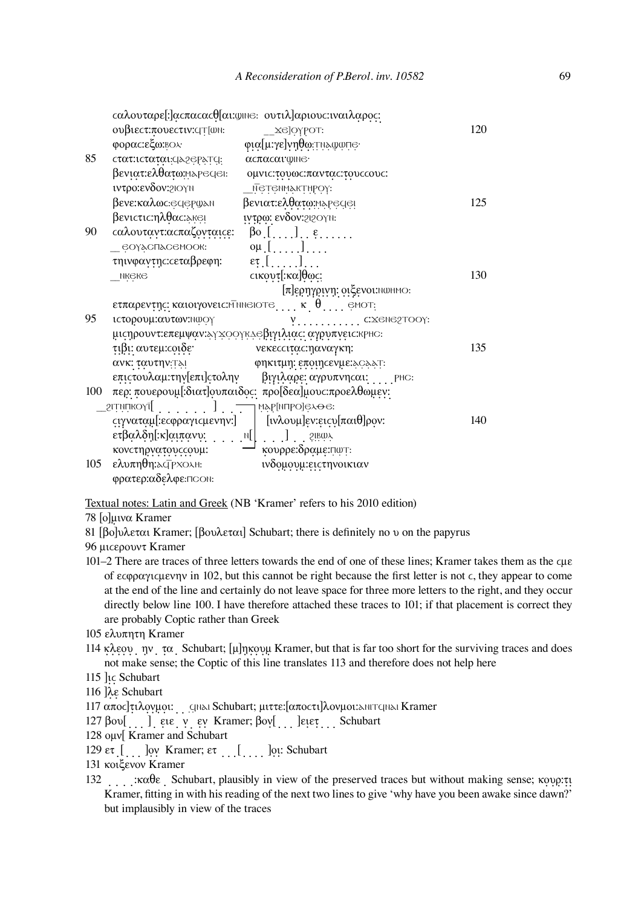| | | | |
|---|---|---|---|
| | σαλουταρε[:]ασπασασθ[αι:ϣιⲛⲉ: | ουτιλ]αριους:ιναιλαρος: | |
| | ουβιεστ:πουεστιν:ⲟⲩⲧ[ⲱⲛ: | __ⲭⲉ]ⲟⲩⲣⲟⲧ: | 120 |
| | φορας:εξω:ⲃⲟⲗ· | φια[μ:γε]νηθω:ⲧⲛⲁϣⲱⲡⲉ· | |
| 85 | στατ:ισταται:ⲟⲁϩⲉⲣⲁⲧⲟ: | ασπασαι:ϣιⲛⲉ· | |
| | βενιατ:ελθατω:ⲙⲁⲣⲉⲟⲉⲓ: | ομνις:τουως:παντας:τουςςους: | |
| | ιντρο:ενδον:ϩⲓⲟⲩⲛ | __ⲛ̄ⲉⲧⲉⲛⲙⲁⲕⲧⲏⲣⲟⲩ: | |
| | βενε:καλως:ⲉⲟⲉⲣϣⲁⲛ | βενιατ:ελθατω:ⲙⲁⲣⲉⲟⲉⲓ | 125 |
| | βενιστις:ηλθας:ⲁⲕⲉⲓ | ιντρω: ενδον:ϩⲓϩⲟⲩⲛ: | |
| 90 | σαλουταντ:ασπαζονταιςε: | βο [ . . . . ] . . ε . . . . . . | |
| | __ⲉⲟⲩⲁⲥⲡⲁⲥⲉⲙⲟⲟⲕ: | ομ [ . . . . . ] . . . . | |
| | τηινφαντης:ςεταβρεφη: | ετ [ . . . . . ] . . . | |
| | __ⲛⲕⲉⲕⲉ | σικουτ[:κα]θως: | 130 |
| | | [π]ερηγρινη: οιξενοι:ⲛϣⲏⲙⲟ: | |
| | ετπαρεντης: καιοιγονεις:ⲙ̄ⲛⲛⲉⲓⲟⲧⲉ . . . κ θ . . . ⲉⲙⲟⲧ: | | |
| 95 | ιστορουμ:αυτων:ⲛⲱⲟⲩ | ν . . . . . . . . . . ⲥ:ⲭⲉⲛⲉϩⲧⲟⲟⲩ: | |
| | μιςηρουντ:επεμψαν:ⲁⲩⲭⲟⲟⲩⲕⲁⲉβιγιλιας: αγρυπνεις:ⲕⲣⲏⲥ: | | |
| | τιβι: αυτεμ:σοιδε· | νεκεσσιτας:ηαναγκη: | 135 |
| | ανκ: ταυτην:ⲧⲁⲓ | φηκιτμη: εποιησενμε:ⲁⲥⲁⲁⲧ: | |
| | επιςτουλαμ:την[επι]ςτολην | βιγιλαρε: αγρυπνησαι: . . . . ⲣⲏⲥ: | |
| 100 | περ: πουερουμ[:διατ]ουπαιδος: προ[δεα]μους:προελθωμεν: | | |
| | __ϩⲓⲧⲛ̄ⲡⲕⲟⲩⲓ[ . . . . . . . ] . . . | ⲙⲁⲣ[ⲛⲡⲣⲟ]ⲉⲗⲑⲉ: | |
| | ςιγναταμ[:εςφραγιςμενην:] | [ινλουμ]εν:εισυ[παιθ]ρον: | 140 |
| | ετβαλδη[:κ]αιπανυ: . . . . ⲛ[ | . . . ] . . ϩⲓⲃⲱⲗ | |
| | κονςτηρνατουςςουμ: | κουρρε:δραμε:ⲡⲱⲧ: | |
| 105 | ελυπηθη:ⲁⲟ̄ⲣⲭⲟⲗⲏ: | ινδομουμ:εις τηνοικιαν | |
| | φρατερ:αδελφε:ⲡⲥⲟⲛ: | | |

<u>Textual notes: Latin and Greek</u> (NB 'Kramer' refers to his 2010 edition)

78 [ο]μινα Kramer

81 [βο]υλεται Kramer; [βουλεται] Schubart; there is definitely no υ on the papyrus

96 μισερουντ Kramer

101–2 There are traces of three letters towards the end of one of these lines; Kramer takes them as the ςμε of εςφραγιςμενην in 102, but this cannot be right because the first letter is not ς, they appear to come at the end of the line and certainly do not leave space for three more letters to the right, and they occur directly below line 100. I have therefore attached these traces to 101; if that placement is correct they are probably Coptic rather than Greek

105 ελυπητη Kramer

114 κλεου . ην . τα . Schubart; [μ]ηκουμ Kramer, but that is far too short for the surviving traces and does not make sense; the Coptic of this line translates 113 and therefore does not help here

115 ]ις Schubart

116 ]λε Schubart

117 αποσ]τιλονμοι: . . ⲟⲛⲁⲓ Schubart; μιττε:[αποςτι]λονμοι:ⲁⲛⲓⲧⲟⲛⲁⲓ Kramer

127 βου[ . . . ] . ειε . ν . εν Kramer; βον[ . . . ]ειετ . . . Schubart

128 ομν[ Kramer and Schubart

129 ετ . [ . . . ]ον Kramer; ετ . . . [ . . . . ]οι: Schubart

131 κοιξενον Kramer

132 . . . . :καθε . Schubart, plausibly in view of the preserved traces but without making sense; κουρ:τι Kramer, fitting in with his reading of the next two lines to give 'why have you been awake since dawn?' but implausibly in view of the traces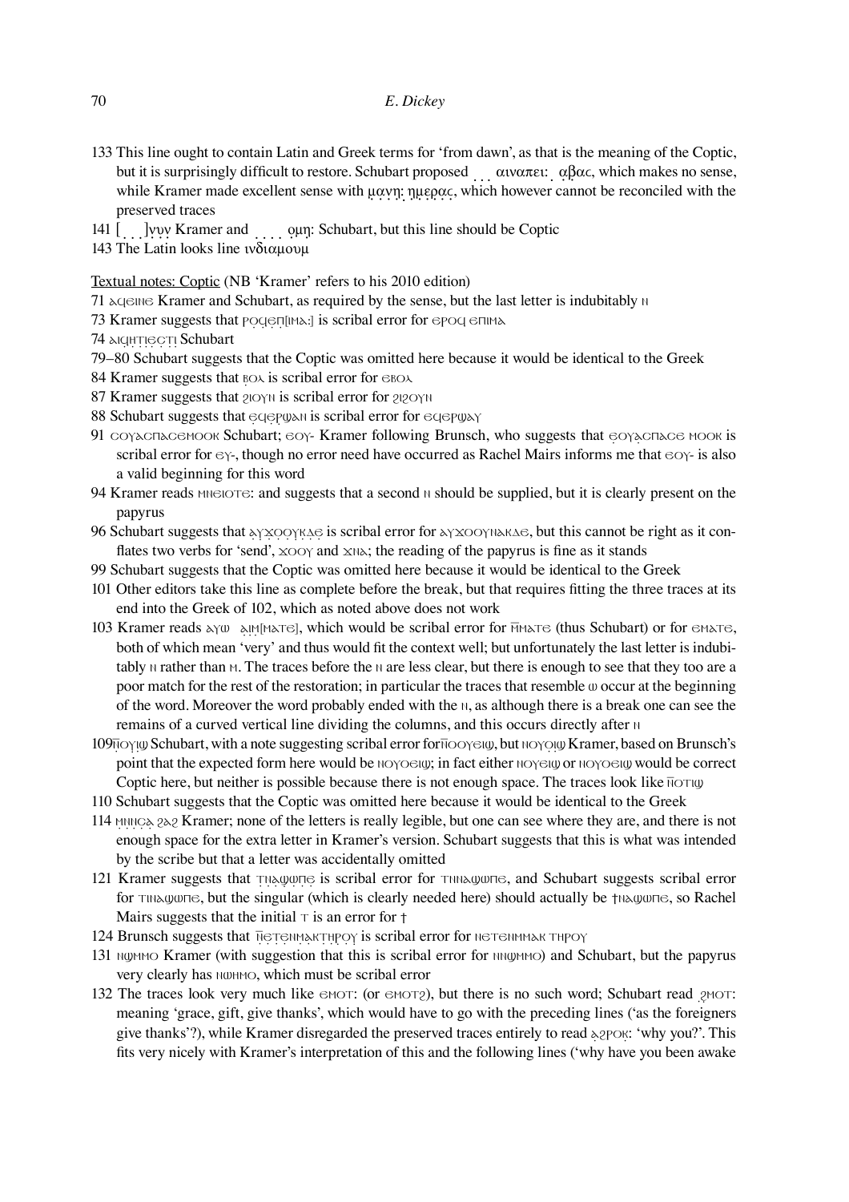133 This line ought to contain Latin and Greek terms for 'from dawn', as that is the meaning of the Coptic, but it is surprisingly difficult to restore. Schubart proposed ̣ ̣ ̣ αιναπει: ̣ αβ̣ας, which makes no sense, while Kramer made excellent sense with μ̣α̣ν̣η̣: ημ̣ε̣ρ̣α̣ς̣, which however cannot be reconciled with the preserved traces

141 [ ̣ ̣ ̣]ν̣υ̣ν̣ Kramer and ̣ ̣ ̣ ̣ ο̣μη: Schubart, but this line should be Coptic

143 The Latin looks line ινδιαμουμ

Textual notes: Coptic (NB 'Kramer' refers to his 2010 edition)

71 ⲁϥⲉⲓⲛⲉ Kramer and Schubart, as required by the sense, but the last letter is indubitably ⲛ

73 Kramer suggests that ⲣⲟ̣ϥ̣ⲉ̣ⲡ̣[ⲓⲙⲁ:] is scribal error for ⲉⲣⲟϥ ⲉⲡⲓⲙⲁ

74 ⲁⲓϥ̣ⲏ̣ⲧ̣ⲓ̣ⲉ̣ⲥ̣ⲧ̣ⲓ̣ Schubart

79–80 Schubart suggests that the Coptic was omitted here because it would be identical to the Greek

84 Kramer suggests that ⲃ̣ⲟⲗ is scribal error for ⲉⲃⲟⲗ

87 Kramer suggests that ϩⲓⲟⲩⲛ is scribal error for ϩⲓϩⲟⲩⲛ

88 Schubart suggests that ⲉ̣ϥ̣ⲉ̣ⲣ̣ϣⲁⲛ is scribal error for ⲉϥⲉⲣϣⲁⲩ

91 ⲥⲟⲩⲁⲥⲡⲁⲥⲉⲙⲟⲟⲕ Schubart; ⲉⲟⲩ- Kramer following Brunsch, who suggests that ⲉ̣ⲟⲩⲁ̣ⲥⲡⲁⲥⲉ ⲙⲟⲟⲕ is scribal error for ⲉⲩ-, though no error need have occurred as Rachel Mairs informs me that ⲉⲟⲩ- is also a valid beginning for this word

94 Kramer reads ⲙⲛⲉⲓⲟⲧⲉ: and suggests that a second ⲛ should be supplied, but it is clearly present on the papyrus

96 Schubart suggests that ⲁ̣ⲩ̣ϫ̣ⲟ̣ⲟ̣ⲩ̣ⲕ̣ⲁ̣ⲉ̣ is scribal error for ⲁⲩϫⲟⲟⲩⲛⲁⲕⲁⲉ, but this cannot be right as it conflates two verbs for 'send', ϫⲟⲟⲩ and ϫⲛⲁ; the reading of the papyrus is fine as it stands

99 Schubart suggests that the Coptic was omitted here because it would be identical to the Greek

101 Other editors take this line as complete before the break, but that requires fitting the three traces at its end into the Greek of 102, which as noted above does not work

103 Kramer reads ⲁⲩⲱ ⲁ̣ⲓ̣ⲙ̣[ⲁⲧⲉ], which would be scribal error for ⲙ̄ⲙⲁⲧⲉ (thus Schubart) or for ⲉⲙⲁⲧⲉ, both of which mean 'very' and thus would fit the context well; but unfortunately the last letter is indubitably ⲛ rather than ⲙ. The traces before the ⲛ are less clear, but there is enough to see that they too are a poor match for the rest of the restoration; in particular the traces that resemble ⲱ occur at the beginning of the word. Moreover the word probably ended with the ⲛ, as although there is a break one can see the remains of a curved vertical line dividing the columns, and this occurs directly after ⲛ

109 ⲡ̄ⲟ̣ⲩ̣ⲓ̣ϣ Schubart, with a note suggesting scribal error for ⲡ̄ⲟⲟⲩⲉⲓϣ, but ⲛⲟⲩⲟ̣ⲓ̣ϣ Kramer, based on Brunsch's point that the expected form here would be ⲛⲟⲩⲟⲉⲓϣ; in fact either ⲛⲟⲩⲉⲓϣ or ⲛⲟⲩⲟⲉⲓϣ would be correct Coptic here, but neither is possible because there is not enough space. The traces look like ⲡ̄ⲟⲧⲓϣ

110 Schubart suggests that the Coptic was omitted here because it would be identical to the Greek

114 ⲙ̣ⲛ̣ⲛ̣ⲥ̣ⲁ̣ ϩⲁϩ Kramer; none of the letters is really legible, but one can see where they are, and there is not enough space for the extra letter in Kramer's version. Schubart suggests that this is what was intended by the scribe but that a letter was accidentally omitted

121 Kramer suggests that ⲧ̣ⲛ̣ⲁ̣ϣ̣ⲱ̣ⲡ̣ⲉ̣ is scribal error for ⲧⲛⲛⲁϣⲱⲡⲉ, and Schubart suggests scribal error for ⲧⲓⲛⲁϣⲱⲡⲉ, but the singular (which is clearly needed here) should actually be ϯⲛⲁϣⲱⲡⲉ, so Rachel Mairs suggests that the initial ⲧ is an error for ϯ

124 Brunsch suggests that ⲡ̄ⲉ̣ⲧ̣ⲉ̣ⲛⲙ̣ⲁ̣ⲕ̣ⲧ̣ⲏ̣ⲣⲟⲩ is scribal error for ⲛⲉⲧⲉⲛⲙⲙⲁⲕ ⲧⲏⲣⲟⲩ

131 ⲛϣⲙⲙⲟ Kramer (with suggestion that this is scribal error for ⲛⲛϣⲙⲙⲟ) and Schubart, but the papyrus very clearly has ⲛϣⲏⲙⲟ, which must be scribal error

132 The traces look very much like ⲉⲙⲟⲧ: (or ⲉⲙⲟⲧϩ), but there is no such word; Schubart read ϩ̣ⲙⲟⲧ: meaning 'grace, gift, give thanks', which would have to go with the preceding lines ('as the foreigners give thanks'?), while Kramer disregarded the preserved traces entirely to read ⲁ̣ϩⲣⲟ̣ⲕ̣: 'why you?'. This fits very nicely with Kramer's interpretation of this and the following lines ('why have you been awake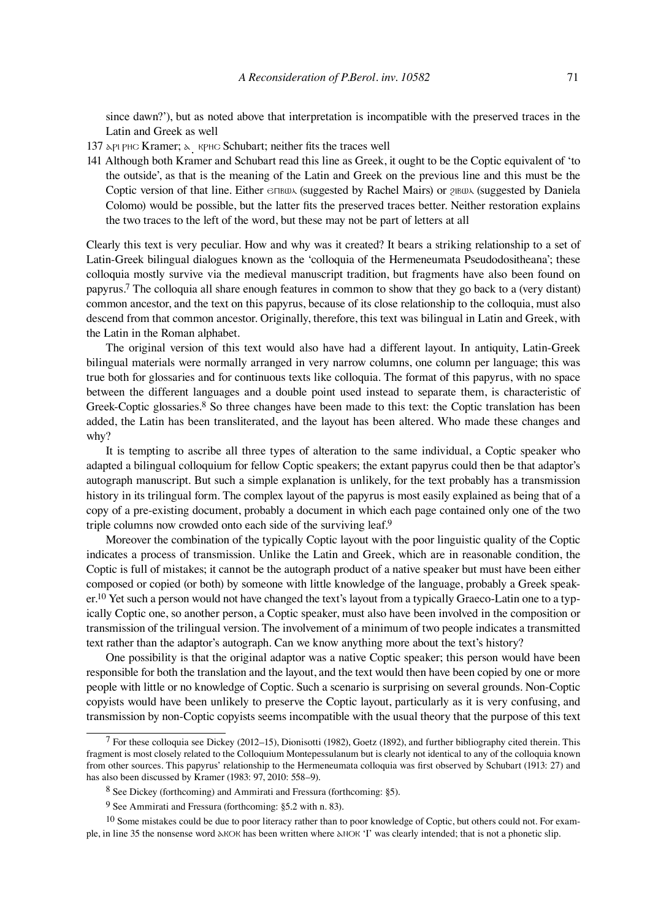since dawn?'), but as noted above that interpretation is incompatible with the preserved traces in the Latin and Greek as well

137 ⲁⲣⲓ ⲣⲏⲥ Kramer; ⲁ. ⲕⲣⲏⲥ Schubart; neither fits the traces well

141 Although both Kramer and Schubart read this line as Greek, it ought to be the Coptic equivalent of 'to the outside', as that is the meaning of the Latin and Greek on the previous line and this must be the Coptic version of that line. Either ⲉⲡⲃⲱⲗ (suggested by Rachel Mairs) or ϩⲓⲃⲱⲗ (suggested by Daniela Colomo) would be possible, but the latter fits the preserved traces better. Neither restoration explains the two traces to the left of the word, but these may not be part of letters at all

Clearly this text is very peculiar. How and why was it created? It bears a striking relationship to a set of Latin-Greek bilingual dialogues known as the 'colloquia of the Hermeneumata Pseudodositheana'; these colloquia mostly survive via the medieval manuscript tradition, but fragments have also been found on papyrus.[7] The colloquia all share enough features in common to show that they go back to a (very distant) common ancestor, and the text on this papyrus, because of its close relationship to the colloquia, must also descend from that common ancestor. Originally, therefore, this text was bilingual in Latin and Greek, with the Latin in the Roman alphabet.

The original version of this text would also have had a different layout. In antiquity, Latin-Greek bilingual materials were normally arranged in very narrow columns, one column per language; this was true both for glossaries and for continuous texts like colloquia. The format of this papyrus, with no space between the different languages and a double point used instead to separate them, is characteristic of Greek-Coptic glossaries.[8] So three changes have been made to this text: the Coptic translation has been added, the Latin has been transliterated, and the layout has been altered. Who made these changes and why?

It is tempting to ascribe all three types of alteration to the same individual, a Coptic speaker who adapted a bilingual colloquium for fellow Coptic speakers; the extant papyrus could then be that adaptor's autograph manuscript. But such a simple explanation is unlikely, for the text probably has a transmission history in its trilingual form. The complex layout of the papyrus is most easily explained as being that of a copy of a pre-existing document, probably a document in which each page contained only one of the two triple columns now crowded onto each side of the surviving leaf.[9]

Moreover the combination of the typically Coptic layout with the poor linguistic quality of the Coptic indicates a process of transmission. Unlike the Latin and Greek, which are in reasonable condition, the Coptic is full of mistakes; it cannot be the autograph product of a native speaker but must have been either composed or copied (or both) by someone with little knowledge of the language, probably a Greek speaker.[10] Yet such a person would not have changed the text's layout from a typically Graeco-Latin one to a typically Coptic one, so another person, a Coptic speaker, must also have been involved in the composition or transmission of the trilingual version. The involvement of a minimum of two people indicates a transmitted text rather than the adaptor's autograph. Can we know anything more about the text's history?

One possibility is that the original adaptor was a native Coptic speaker; this person would have been responsible for both the translation and the layout, and the text would then have been copied by one or more people with little or no knowledge of Coptic. Such a scenario is surprising on several grounds. Non-Coptic copyists would have been unlikely to preserve the Coptic layout, particularly as it is very confusing, and transmission by non-Coptic copyists seems incompatible with the usual theory that the purpose of this text

---

[7] For these colloquia see Dickey (2012–15), Dionisotti (1982), Goetz (1892), and further bibliography cited therein. This fragment is most closely related to the Colloquium Montepessulanum but is clearly not identical to any of the colloquia known from other sources. This papyrus' relationship to the Hermeneumata colloquia was first observed by Schubart (1913: 27) and has also been discussed by Kramer (1983: 97, 2010: 558–9).

[8] See Dickey (forthcoming) and Ammirati and Fressura (forthcoming: §5).

[9] See Ammirati and Fressura (forthcoming: §5.2 with n. 83).

[10] Some mistakes could be due to poor literacy rather than to poor knowledge of Coptic, but others could not. For example, in line 35 the nonsense word ⲁⲕⲟⲕ has been written where ⲁⲛⲟⲕ 'I' was clearly intended; that is not a phonetic slip.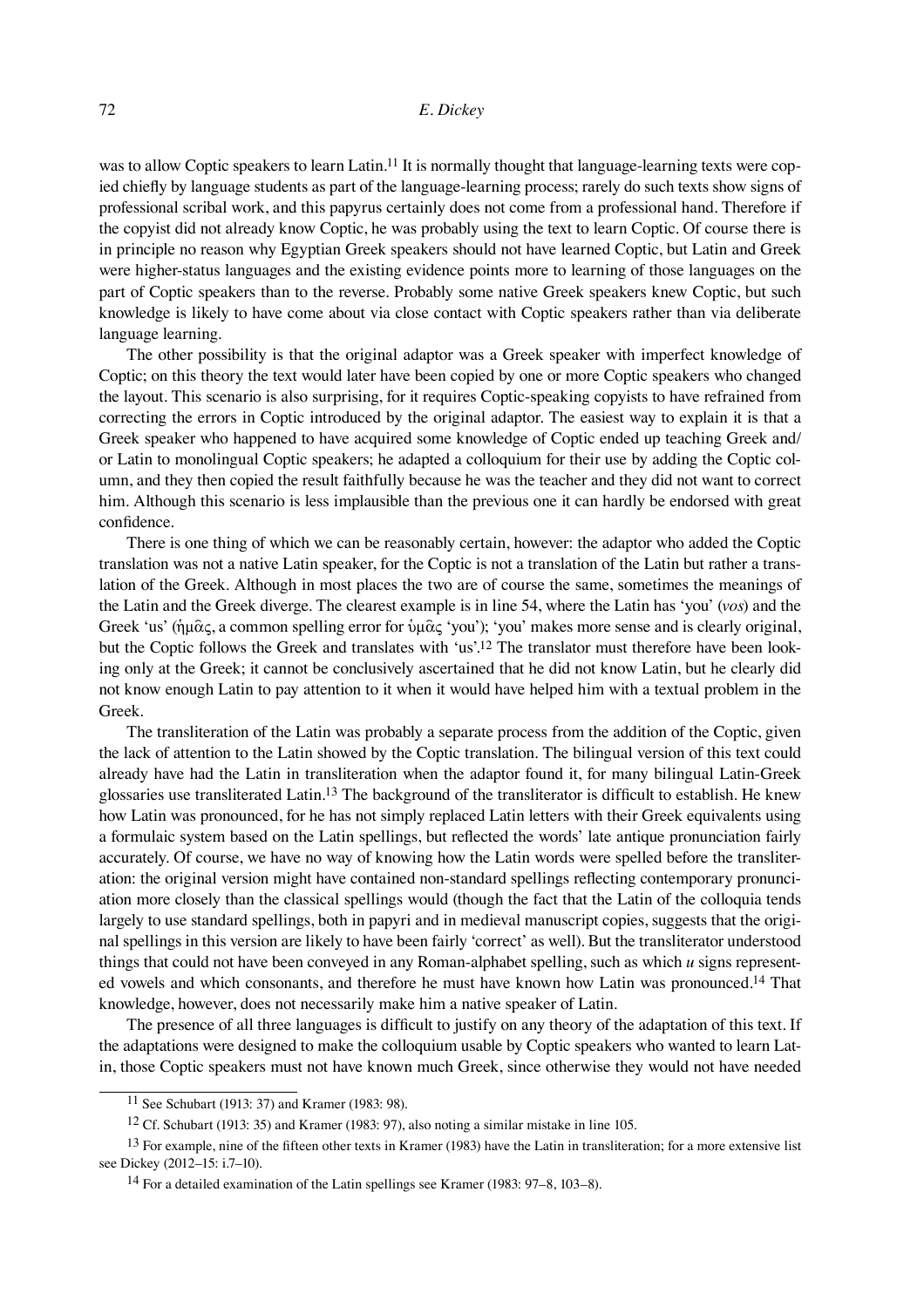was to allow Coptic speakers to learn Latin.[11] It is normally thought that language-learning texts were copied chiefly by language students as part of the language-learning process; rarely do such texts show signs of professional scribal work, and this papyrus certainly does not come from a professional hand. Therefore if the copyist did not already know Coptic, he was probably using the text to learn Coptic. Of course there is in principle no reason why Egyptian Greek speakers should not have learned Coptic, but Latin and Greek were higher-status languages and the existing evidence points more to learning of those languages on the part of Coptic speakers than to the reverse. Probably some native Greek speakers knew Coptic, but such knowledge is likely to have come about via close contact with Coptic speakers rather than via deliberate language learning.

The other possibility is that the original adaptor was a Greek speaker with imperfect knowledge of Coptic; on this theory the text would later have been copied by one or more Coptic speakers who changed the layout. This scenario is also surprising, for it requires Coptic-speaking copyists to have refrained from correcting the errors in Coptic introduced by the original adaptor. The easiest way to explain it is that a Greek speaker who happened to have acquired some knowledge of Coptic ended up teaching Greek and/or Latin to monolingual Coptic speakers; he adapted a colloquium for their use by adding the Coptic column, and they then copied the result faithfully because he was the teacher and they did not want to correct him. Although this scenario is less implausible than the previous one it can hardly be endorsed with great confidence.

There is one thing of which we can be reasonably certain, however: the adaptor who added the Coptic translation was not a native Latin speaker, for the Coptic is not a translation of the Latin but rather a translation of the Greek. Although in most places the two are of course the same, sometimes the meanings of the Latin and the Greek diverge. The clearest example is in line 54, where the Latin has 'you' (*vos*) and the Greek 'us' (ἡμᾶς, a common spelling error for ὑμᾶς 'you'); 'you' makes more sense and is clearly original, but the Coptic follows the Greek and translates with 'us'.[12] The translator must therefore have been looking only at the Greek; it cannot be conclusively ascertained that he did not know Latin, but he clearly did not know enough Latin to pay attention to it when it would have helped him with a textual problem in the Greek.

The transliteration of the Latin was probably a separate process from the addition of the Coptic, given the lack of attention to the Latin showed by the Coptic translation. The bilingual version of this text could already have had the Latin in transliteration when the adaptor found it, for many bilingual Latin-Greek glossaries use transliterated Latin.[13] The background of the transliterator is difficult to establish. He knew how Latin was pronounced, for he has not simply replaced Latin letters with their Greek equivalents using a formulaic system based on the Latin spellings, but reflected the words' late antique pronunciation fairly accurately. Of course, we have no way of knowing how the Latin words were spelled before the transliteration: the original version might have contained non-standard spellings reflecting contemporary pronunciation more closely than the classical spellings would (though the fact that the Latin of the colloquia tends largely to use standard spellings, both in papyri and in medieval manuscript copies, suggests that the original spellings in this version are likely to have been fairly 'correct' as well). But the transliterator understood things that could not have been conveyed in any Roman-alphabet spelling, such as which *u* signs represented vowels and which consonants, and therefore he must have known how Latin was pronounced.[14] That knowledge, however, does not necessarily make him a native speaker of Latin.

The presence of all three languages is difficult to justify on any theory of the adaptation of this text. If the adaptations were designed to make the colloquium usable by Coptic speakers who wanted to learn Latin, those Coptic speakers must not have known much Greek, since otherwise they would not have needed

---

[11] See Schubart (1913: 37) and Kramer (1983: 98).

[12] Cf. Schubart (1913: 35) and Kramer (1983: 97), also noting a similar mistake in line 105.

[13] For example, nine of the fifteen other texts in Kramer (1983) have the Latin in transliteration; for a more extensive list see Dickey (2012–15: i.7–10).

[14] For a detailed examination of the Latin spellings see Kramer (1983: 97–8, 103–8).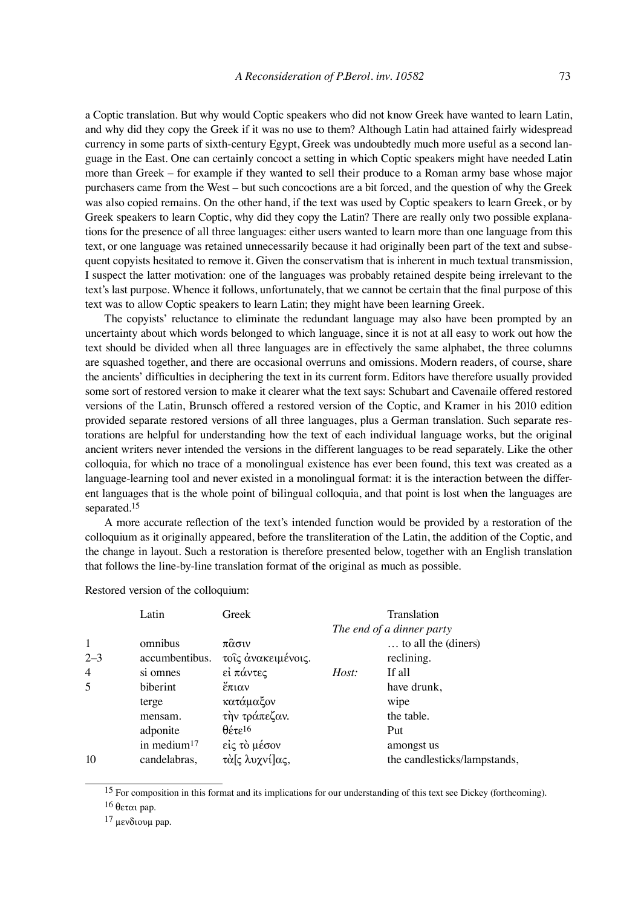a Coptic translation. But why would Coptic speakers who did not know Greek have wanted to learn Latin, and why did they copy the Greek if it was no use to them? Although Latin had attained fairly widespread currency in some parts of sixth-century Egypt, Greek was undoubtedly much more useful as a second language in the East. One can certainly concoct a setting in which Coptic speakers might have needed Latin more than Greek – for example if they wanted to sell their produce to a Roman army base whose major purchasers came from the West – but such concoctions are a bit forced, and the question of why the Greek was also copied remains. On the other hand, if the text was used by Coptic speakers to learn Greek, or by Greek speakers to learn Coptic, why did they copy the Latin? There are really only two possible explanations for the presence of all three languages: either users wanted to learn more than one language from this text, or one language was retained unnecessarily because it had originally been part of the text and subsequent copyists hesitated to remove it. Given the conservatism that is inherent in much textual transmission, I suspect the latter motivation: one of the languages was probably retained despite being irrelevant to the text's last purpose. Whence it follows, unfortunately, that we cannot be certain that the final purpose of this text was to allow Coptic speakers to learn Latin; they might have been learning Greek.

The copyists' reluctance to eliminate the redundant language may also have been prompted by an uncertainty about which words belonged to which language, since it is not at all easy to work out how the text should be divided when all three languages are in effectively the same alphabet, the three columns are squashed together, and there are occasional overruns and omissions. Modern readers, of course, share the ancients' difficulties in deciphering the text in its current form. Editors have therefore usually provided some sort of restored version to make it clearer what the text says: Schubart and Cavenaile offered restored versions of the Latin, Brunsch offered a restored version of the Coptic, and Kramer in his 2010 edition provided separate restored versions of all three languages, plus a German translation. Such separate restorations are helpful for understanding how the text of each individual language works, but the original ancient writers never intended the versions in the different languages to be read separately. Like the other colloquia, for which no trace of a monolingual existence has ever been found, this text was created as a language-learning tool and never existed in a monolingual format: it is the interaction between the different languages that is the whole point of bilingual colloquia, and that point is lost when the languages are separated.[15]

A more accurate reflection of the text's intended function would be provided by a restoration of the colloquium as it originally appeared, before the transliteration of the Latin, the addition of the Coptic, and the change in layout. Such a restoration is therefore presented below, together with an English translation that follows the line-by-line translation format of the original as much as possible.

Restored version of the colloquium:

| | Latin | Greek | | Translation |
|---|---|---|---|---|
| | | | | *The end of a dinner party* |
| 1 | omnibus | πᾶσιν | | … to all the (diners) |
| 2–3 | accumbentibus. | τοῖς ἀνακειμένοις. | | reclining. |
| 4 | si omnes | εἰ πάντες | *Host:* | If all |
| 5 | biberint | ἔπιαν | | have drunk, |
| | terge | κατάμαξον | | wipe |
| | mensam. | τὴν τράπεζαν. | | the table. |
| | adponite | θέτε[16] | | Put |
| | in medium[17] | εἰς τὸ μέσον | | amongst us |
| 10 | candelabras, | τὰ[ς λυχνί]ας, | | the candlesticks/lampstands, |

[15] For composition in this format and its implications for our understanding of this text see Dickey (forthcoming).

[16] θεται pap.

[17] μενδιουμ pap.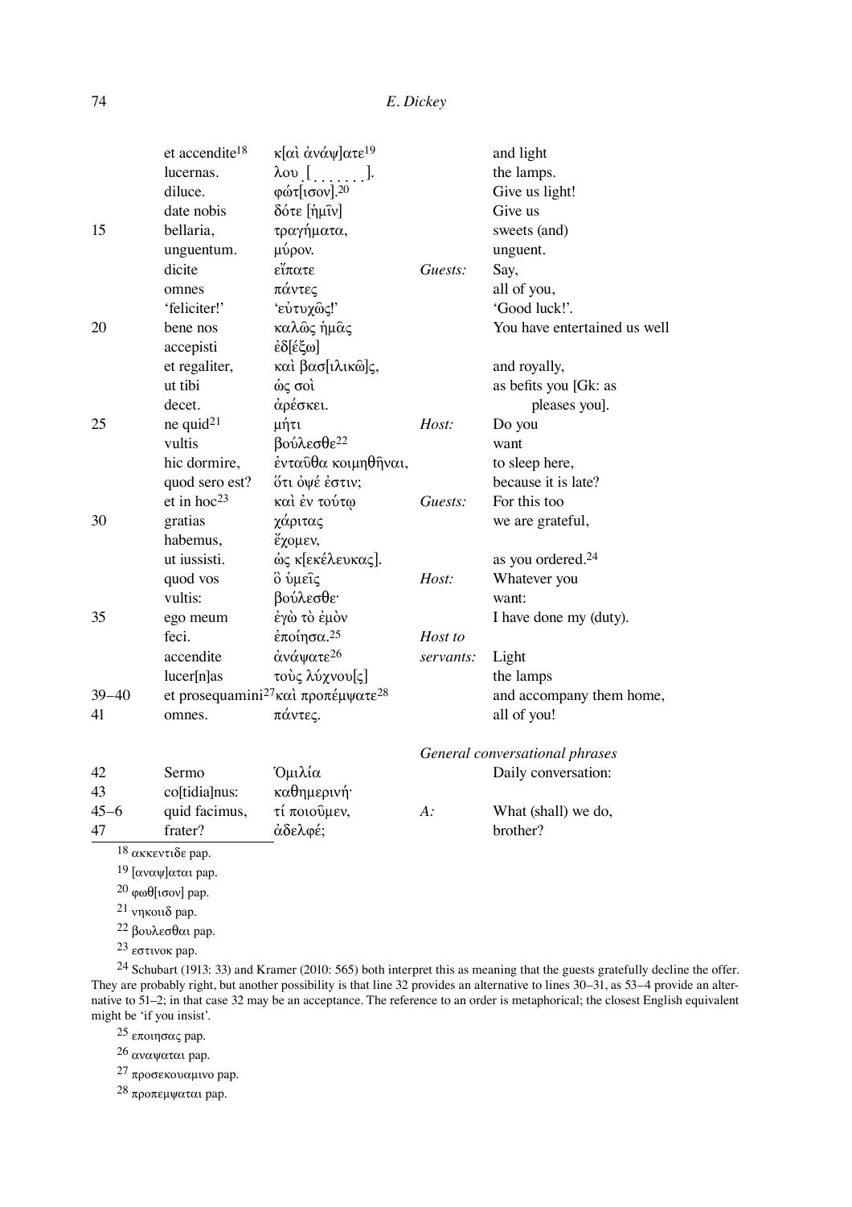| | | | | |
|---|---|---|---|---|
| | et accendite[18] | κ[αὶ ἀνάψ]ατε[19] | | and light |
| | lucernas. | λου̣ ̣[ ̣ ̣ ̣ ̣ ̣ ̣ ̣ ]. | | the lamps. |
| | diluce. | φώτ[ισον].[20] | | Give us light! |
| | date nobis | δότε [ἡμῖν] | | Give us |
| 15 | bellaria, | τραγήματα, | | sweets (and) |
| | unguentum. | μύρον. | | unguent. |
| | dicite | εἴπατε | *Guests:* | Say, |
| | omnes | πάντες | | all of you, |
| | 'feliciter!' | 'εὐτυχῶς!' | | 'Good luck!'. |
| 20 | bene nos | καλῶς ἡμᾶς | | You have entertained us well |
| | accepisti | ἐδ[έξω] | | |
| | et regaliter, | καὶ βασ[ιλικῶ]ς, | | and royally, |
| | ut tibi | ὡς σοὶ | | as befits you [Gk: as |
| | decet. | ἀρέσκει. | | pleases you]. |
| 25 | ne quid[21] | μήτι | *Host:* | Do you |
| | vultis | βούλεσθε[22] | | want |
| | hic dormire, | ἐνταῦθα κοιμηθῆναι, | | to sleep here, |
| | quod sero est? | ὅτι ὀψέ ἐστιν; | | because it is late? |
| | et in hoc[23] | καὶ ἐν τούτῳ | *Guests:* | For this too |
| 30 | gratias | χάριτας | | we are grateful, |
| | habemus, | ἔχομεν, | | |
| | ut iussisti. | ὡς κ[εκέλευκας]. | | as you ordered.[24] |
| | quod vos | ὃ ὑμεῖς | *Host:* | Whatever you |
| | vultis: | βούλεσθε· | | want: |
| 35 | ego meum | ἐγὼ τὸ ἐμὸν | | I have done my (duty). |
| | feci. | ἐποίησα.[25] | *Host to* | |
| | accendite | ἀνάψατε[26] | *servants:* | Light |
| | lucer[n]as | τοὺς λύχνου[ς] | | the lamps |
| 39–40 | et prosequamini[27] | καὶ προπέμψατε[28] | | and accompany them home, |
| 41 | omnes. | πάντες. | | all of you! |
| | | | *General conversational phrases* | |
| 42 | Sermo | Ὁμιλία | | Daily conversation: |
| 43 | co[tidia]nus: | καθημερινή· | | |
| 45–6 | quid facimus, | τί ποιοῦμεν, | *A:* | What (shall) we do, |
| 47 | frater? | ἀδελφέ; | | brother? |

[18] ακκεντιδε pap.

[19] [αναψ]αται pap.

[20] φωθ[ισον] pap.

[21] νηκοιδ pap.

[22] βουλεσθαι pap.

[23] εστινοκ pap.

[24] Schubart (1913: 33) and Kramer (2010: 565) both interpret this as meaning that the guests gratefully decline the offer. They are probably right, but another possibility is that line 32 provides an alternative to lines 30–31, as 53–4 provide an alternative to 51–2; in that case 32 may be an acceptance. The reference to an order is metaphorical; the closest English equivalent might be 'if you insist'.

[25] εποιησας pap.

[26] αναψαται pap.

[27] προσεκουαμινο pap.

[28] προπεμψαται pap.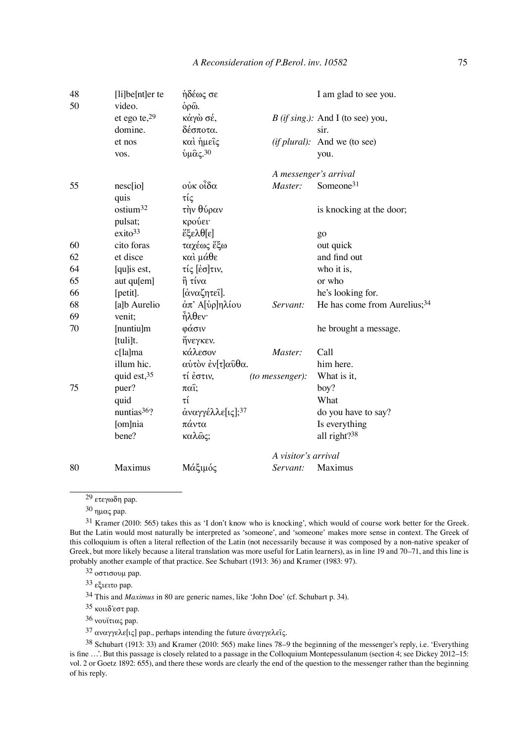| | | | | |
|---|---|---|---|---|
| 48 | [li]be[nt]er te | ἡδέως σε | | I am glad to see you. |
| 50 | video. | ὁρῶ. | | |
| | et ego te,[29] | κἀγὼ σέ, | *B (if sing.):* | And I (to see) you, |
| | domine. | δέσποτα. | | sir. |
| | et nos | καὶ ἡμεῖς | *(if plural):* | And we (to see) |
| | vos. | ὑμᾶς.[30] | | you. |
| | | | *A messenger's arrival* | |
| 55 | nesc[io] | οὐκ οἶδα | *Master:* | Someone[31] |
| | quis | τίς | | |
| | ostium[32] | τὴν θύραν | | is knocking at the door; |
| | pulsat; | κρούει· | | |
| | exito[33] | ἔξελθ[ε] | | go |
| 60 | cito foras | ταχέως ἔξω | | out quick |
| 62 | et disce | καὶ μάθε | | and find out |
| 64 | [qu]is est, | τίς [ἐσ]τιν, | | who it is, |
| 65 | aut qu[em] | ἢ τίνα | | or who |
| 66 | [petit]. | [ἀναζητεῖ]. | | he's looking for. |
| 68 | [a]b Aurelio | ἀπ' Α[ὐρ]ηλίου | *Servant:* | He has come from Aurelius;[34] |
| 69 | venit; | ἦλθεν· | | |
| 70 | [nuntiu]m | φάσιν | | he brought a message. |
| | [tuli]t. | ἤνεγκεν. | | |
| | c[la]ma | κάλεσον | *Master:* | Call |
| | illum hic. | αὐτὸν ἐν[τ]αῦθα. | | him here. |
| | quid est,[35] | τί ἐστιν, | *(to messenger):* | What is it, |
| 75 | puer? | παῖ; | | boy? |
| | quid | τί | | What |
| | nuntias[36]? | ἀναγγέλλε[ις];[37] | | do you have to say? |
| | [om]nia | πάντα | | Is everything |
| | bene? | καλῶς; | | all right?[38] |
| | | | *A visitor's arrival* | |
| 80 | Maximus | Μάξιμός | *Servant:* | Maximus |

[29] ετεγωδη pap.

[30] ημας pap.

[31] Kramer (2010: 565) takes this as 'I don't know who is knocking', which would of course work better for the Greek. But the Latin would most naturally be interpreted as 'someone', and 'someone' makes more sense in context. The Greek of this colloquium is often a literal reflection of the Latin (not necessarily because it was composed by a non-native speaker of Greek, but more likely because a literal translation was more useful for Latin learners), as in line 19 and 70–71, and this line is probably another example of that practice. See Schubart (1913: 36) and Kramer (1983: 97).

[32] οστισουμ pap.

[33] εξιειτο pap.

[34] This and *Maximus* in 80 are generic names, like 'John Doe' (cf. Schubart p. 34).

[35] κοιιδ'εστ pap.

[36] νουϊτιας pap.

[37] αναγγελε[ις] pap., perhaps intending the future ἀναγγελεῖς.

[38] Schubart (1913: 33) and Kramer (2010: 565) make lines 78–9 the beginning of the messenger's reply, i.e. 'Everything is fine …'. But this passage is closely related to a passage in the Colloquium Montepessulanum (section 4; see Dickey 2012–15: vol. 2 or Goetz 1892: 655), and there these words are clearly the end of the question to the messenger rather than the beginning of his reply.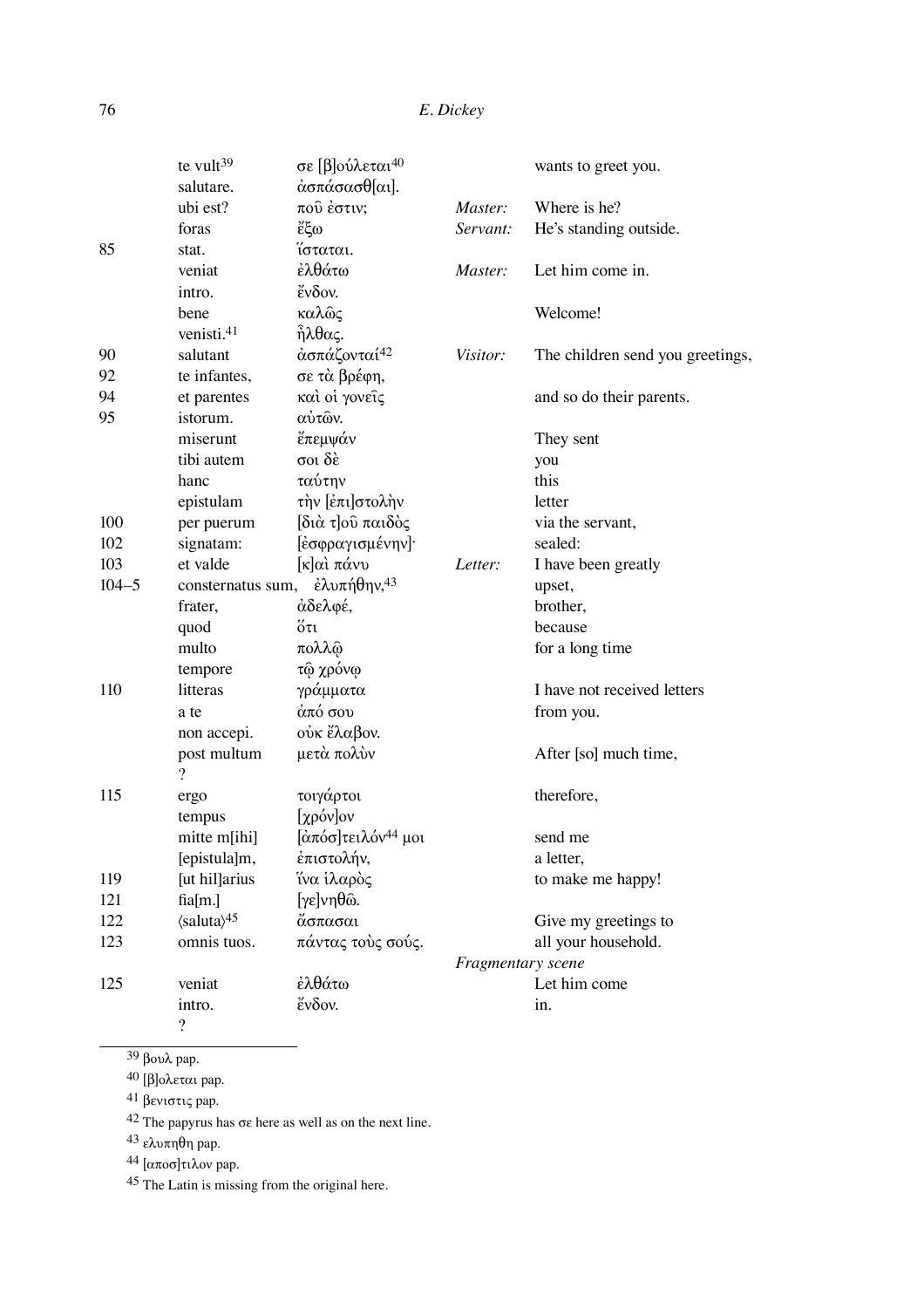| | | | | |
|---|---|---|---|---|
| | te vult[39] | σε [β]ούλεται[40] | | wants to greet you. |
| | salutare. | ἀσπάσασθ[αι]. | | |
| | ubi est? | ποῦ ἐστιν; | *Master:* | Where is he? |
| | foras | ἔξω | *Servant:* | He's standing outside. |
| 85 | stat. | ἵσταται. | | |
| | veniat | ἐλθάτω | *Master:* | Let him come in. |
| | intro. | ἔνδον. | | |
| | bene | καλῶς | | Welcome! |
| | venisti.[41] | ἦλθας. | | |
| 90 | salutant | ἀσπάζονταί[42] | *Visitor:* | The children send you greetings, |
| 92 | te infantes, | σε τὰ βρέφη, | | |
| 94 | et parentes | καὶ οἱ γονεῖς | | and so do their parents. |
| 95 | istorum. | αὐτῶν. | | |
| | miserunt | ἔπεμψάν | | They sent |
| | tibi autem | σοι δὲ | | you |
| | hanc | ταύτην | | this |
| | epistulam | τὴν [ἐπι]στολὴν | | letter |
| 100 | per puerum | [διὰ τ]οῦ παιδὸς | | via the servant, |
| 102 | signatam: | [ἐσφραγισμένην]· | | sealed: |
| 103 | et valde | [κ]αὶ πάνυ | *Letter:* | I have been greatly |
| 104–5 | consternatus sum, | ἐλυπήθην,[43] | | upset, |
| | frater, | ἀδελφέ, | | brother, |
| | quod | ὅτι | | because |
| | multo | πολλῷ | | for a long time |
| | tempore | τῷ χρόνῳ | | |
| 110 | litteras | γράμματα | | I have not received letters |
| | a te | ἀπό σου | | from you. |
| | non accepi. | οὐκ ἔλαβον. | | |
| | post multum | μετὰ πολὺν | | After [so] much time, |
| | ? | | | |
| 115 | ergo | τοιγάρτοι | | therefore, |
| | tempus | [χρόν]ον | | |
| | mitte m[ihi] | [ἀπόσ]τειλόν[44] μοι | | send me |
| | [epistula]m, | ἐπιστολήν, | | a letter, |
| 119 | [ut hil]arius | ἵνα ἱλαρὸς | | to make me happy! |
| 121 | fia[m.] | [γε]νηθῶ. | | |
| 122 | ⟨saluta⟩[45] | ἄσπασαι | | Give my greetings to |
| 123 | omnis tuos. | πάντας τοὺς σούς. | | all your household. |
| | | | *Fragmentary scene* | |
| 125 | veniat | ἐλθάτω | | Let him come |
| | intro. | ἔνδον. | | in. |
| | ? | | | |

---

[39] βουλ pap.

[40] [β]ολεται pap.

[41] βενιστις pap.

[42] The papyrus has σε here as well as on the next line.

[43] ελυπηθη pap.

[44] [αποσ]τιλον pap.

[45] The Latin is missing from the original here.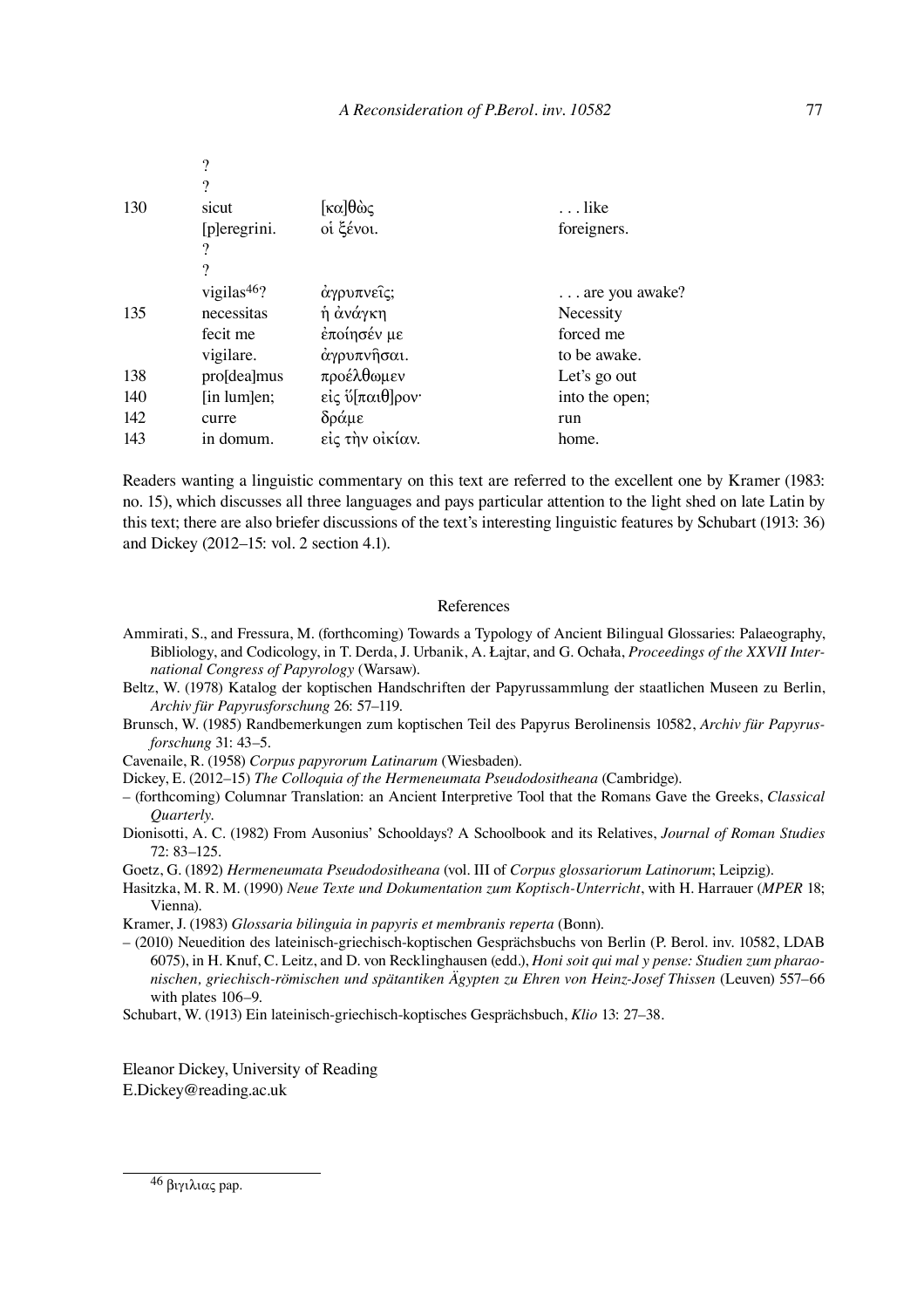| | | | |
|---|---|---|---|
| | ? | | |
| | ? | | |
| 130 | sicut | [κα]θὼς | . . . like |
| | [p]eregrini. | οἱ ξένοι. | foreigners. |
| | ? | | |
| | ? | | |
| | vigilas[46]? | ἀγρυπνεῖς; | . . . are you awake? |
| 135 | necessitas | ἡ ἀνάγκη | Necessity |
| | fecit me | ἐποίησέν με | forced me |
| | vigilare. | ἀγρυπνῆσαι. | to be awake. |
| 138 | pro[dea]mus | προέλθωμεν | Let's go out |
| 140 | [in lum]en; | εἰς ὕ[παιθ]ρον· | into the open; |
| 142 | curre | δράμε | run |
| 143 | in domum. | εἰς τὴν οἰκίαν. | home. |

Readers wanting a linguistic commentary on this text are referred to the excellent one by Kramer (1983: no. 15), which discusses all three languages and pays particular attention to the light shed on late Latin by this text; there are also briefer discussions of the text's interesting linguistic features by Schubart (1913: 36) and Dickey (2012–15: vol. 2 section 4.1).

## References

Ammirati, S., and Fressura, M. (forthcoming) Towards a Typology of Ancient Bilingual Glossaries: Palaeography, Bibliology, and Codicology, in T. Derda, J. Urbanik, A. Łajtar, and G. Ochała, *Proceedings of the XXVII International Congress of Papyrology* (Warsaw).

Beltz, W. (1978) Katalog der koptischen Handschriften der Papyrussammlung der staatlichen Museen zu Berlin, *Archiv für Papyrusforschung* 26: 57–119.

Brunsch, W. (1985) Randbemerkungen zum koptischen Teil des Papyrus Berolinensis 10582, *Archiv für Papyrusforschung* 31: 43–5.

Cavenaile, R. (1958) *Corpus papyrorum Latinarum* (Wiesbaden).

Dickey, E. (2012–15) *The Colloquia of the Hermeneumata Pseudodositheana* (Cambridge).

– (forthcoming) Columnar Translation: an Ancient Interpretive Tool that the Romans Gave the Greeks, *Classical Quarterly*.

Dionisotti, A. C. (1982) From Ausonius' Schooldays? A Schoolbook and its Relatives, *Journal of Roman Studies* 72: 83–125.

Goetz, G. (1892) *Hermeneumata Pseudodositheana* (vol. III of *Corpus glossariorum Latinorum*; Leipzig).

Hasitzka, M. R. M. (1990) *Neue Texte und Dokumentation zum Koptisch-Unterricht*, with H. Harrauer (*MPER* 18; Vienna).

Kramer, J. (1983) *Glossaria bilinguia in papyris et membranis reperta* (Bonn).

– (2010) Neuedition des lateinisch-griechisch-koptischen Gesprächsbuchs von Berlin (P. Berol. inv. 10582, LDAB 6075), in H. Knuf, C. Leitz, and D. von Recklinghausen (edd.), *Honi soit qui mal y pense: Studien zum pharaonischen, griechisch-römischen und spätantiken Ägypten zu Ehren von Heinz-Josef Thissen* (Leuven) 557–66 with plates 106–9.

Schubart, W. (1913) Ein lateinisch-griechisch-koptisches Gesprächsbuch, *Klio* 13: 27–38.

Eleanor Dickey, University of Reading
E.Dickey@reading.ac.uk

[46] βιγιλιας pap.